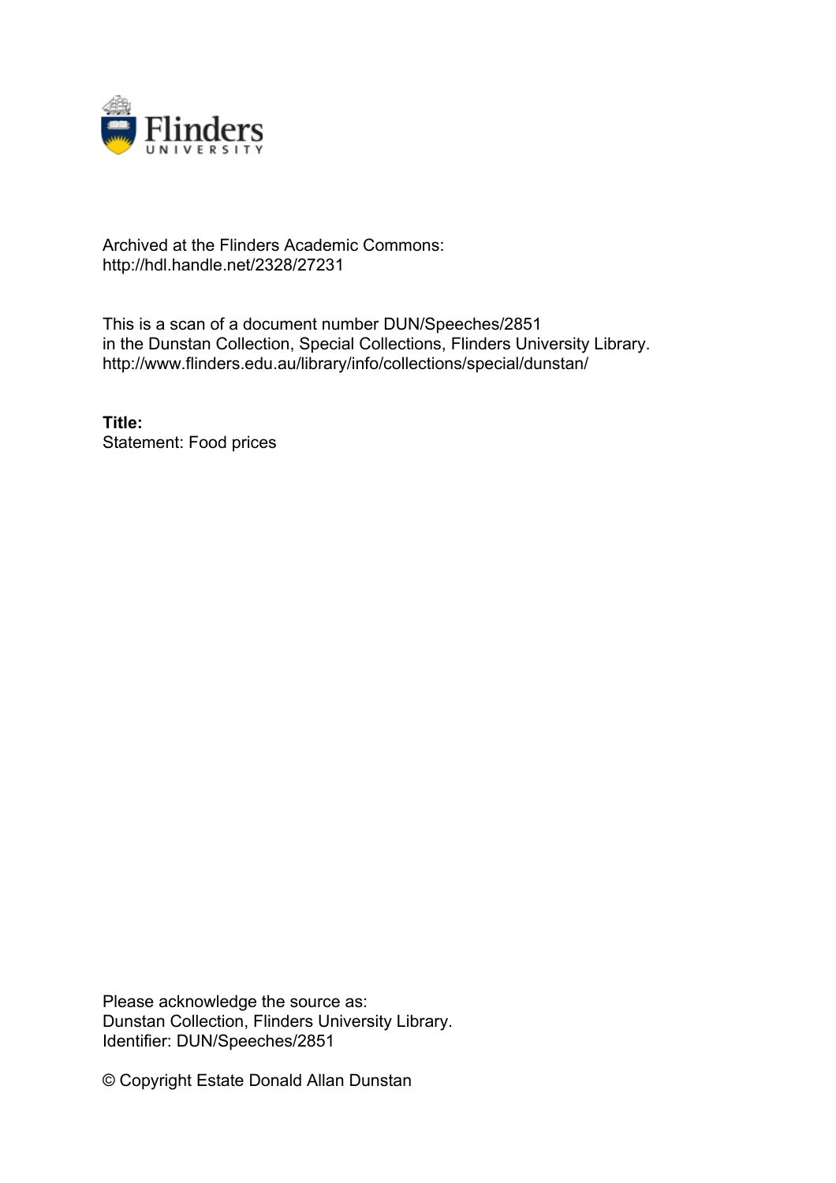Archived at the Flinders Academic Commons:
http://hdl.handle.net/2328/27231

This is a scan of a document number DUN/Speeches/2851
in the Dunstan Collection, Special Collections, Flinders University Library.
http://www.flinders.edu.au/library/info/collections/special/dunstan/

**Title:**
Statement: Food prices

Please acknowledge the source as:
Dunstan Collection, Flinders University Library.
Identifier: DUN/Speeches/2851

© Copyright Estate Donald Allan Dunstan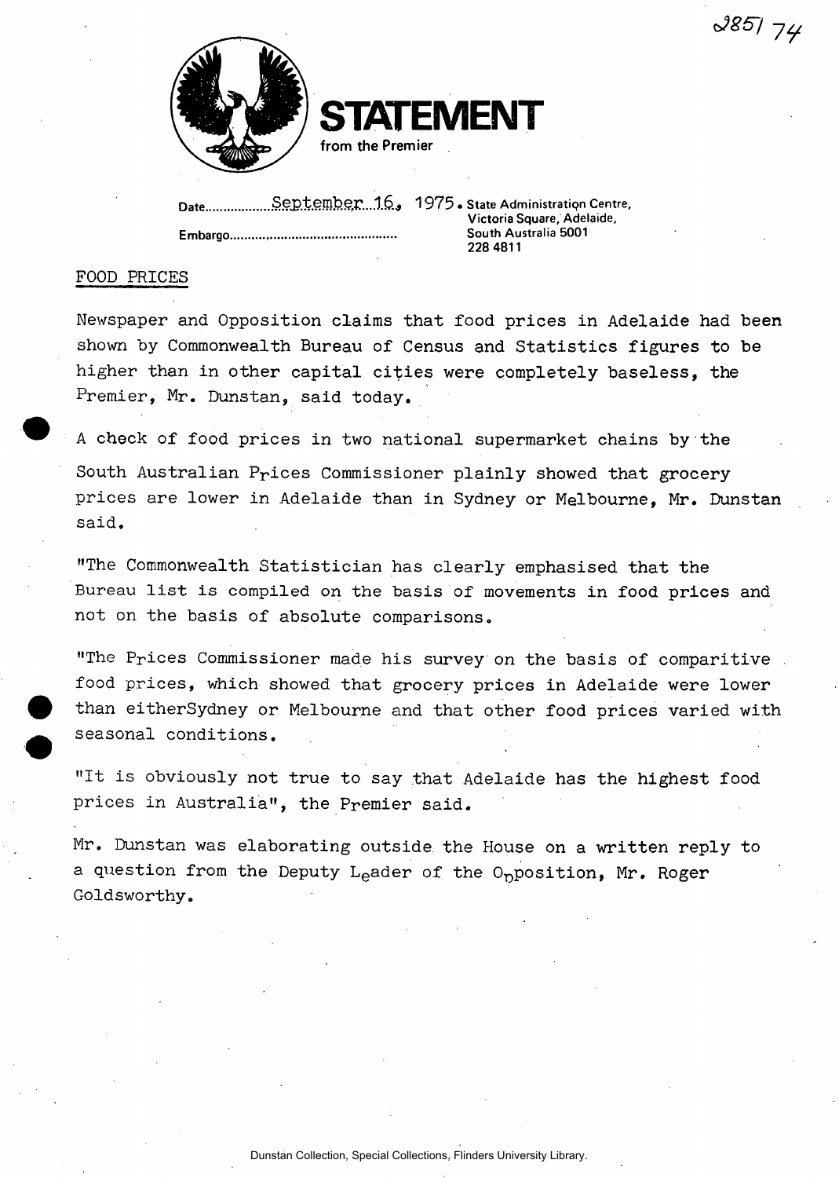3851 74

# STATEMENT

from the Premier

Date September 16, 1975. State Administration Centre, Victoria Square, Adelaide, South Australia 5001 228 4811

Embargo.............................................

FOOD PRICES

Newspaper and Opposition claims that food prices in Adelaide had been shown by Commonwealth Bureau of Census and Statistics figures to be higher than in other capital cities were completely baseless, the Premier, Mr. Dunstan, said today.

A check of food prices in two national supermarket chains by the South Australian Prices Commissioner plainly showed that grocery prices are lower in Adelaide than in Sydney or Melbourne, Mr. Dunstan said.

"The Commonwealth Statistician has clearly emphasised that the Bureau list is compiled on the basis of movements in food prices and not on the basis of absolute comparisons.

"The Prices Commissioner made his survey on the basis of comparitive food prices, which showed that grocery prices in Adelaide were lower than eitherSydney or Melbourne and that other food prices varied with seasonal conditions.

"It is obviously not true to say that Adelaide has the highest food prices in Australia", the Premier said.

Mr. Dunstan was elaborating outside the House on a written reply to a question from the Deputy Leader of the Opposition, Mr. Roger Goldsworthy.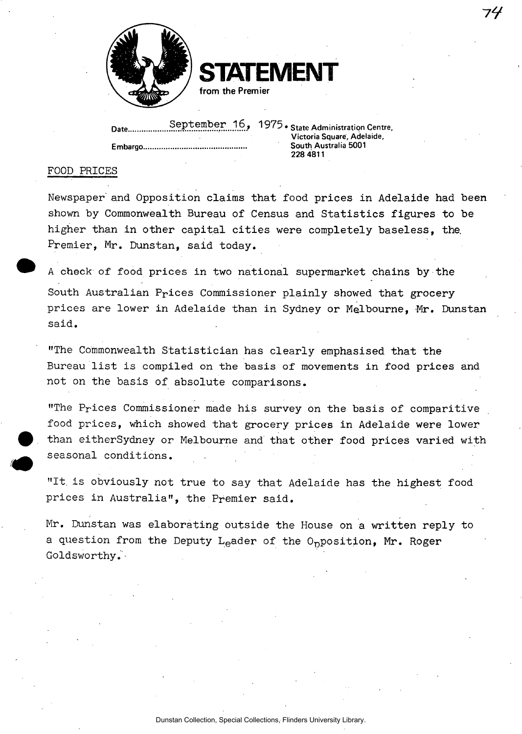# STATEMENT

from the Premier

Date September 16, 1975. State Administration Centre, Victoria Square, Adelaide, South Australia 5001 228 4811

Embargo.............................................

## FOOD PRICES

Newspaper and Opposition claims that food prices in Adelaide had been shown by Commonwealth Bureau of Census and Statistics figures to be higher than in other capital cities were completely baseless, the Premier, Mr. Dunstan, said today.

A check of food prices in two national supermarket chains by the South Australian Prices Commissioner plainly showed that grocery prices are lower in Adelaide than in Sydney or Melbourne, Mr. Dunstan said.

"The Commonwealth Statistician has clearly emphasised that the Bureau list is compiled on the basis of movements in food prices and not on the basis of absolute comparisons.

"The Prices Commissioner made his survey on the basis of comparitive food prices, which showed that grocery prices in Adelaide were lower than eitherSydney or Melbourne and that other food prices varied with seasonal conditions.

"It is obviously not true to say that Adelaide has the highest food prices in Australia", the Premier said.

Mr. Dunstan was elaborating outside the House on a written reply to a question from the Deputy Leader of the Opposition, Mr. Roger Goldsworthy.

Dunstan Collection, Special Collections, Flinders University Library.